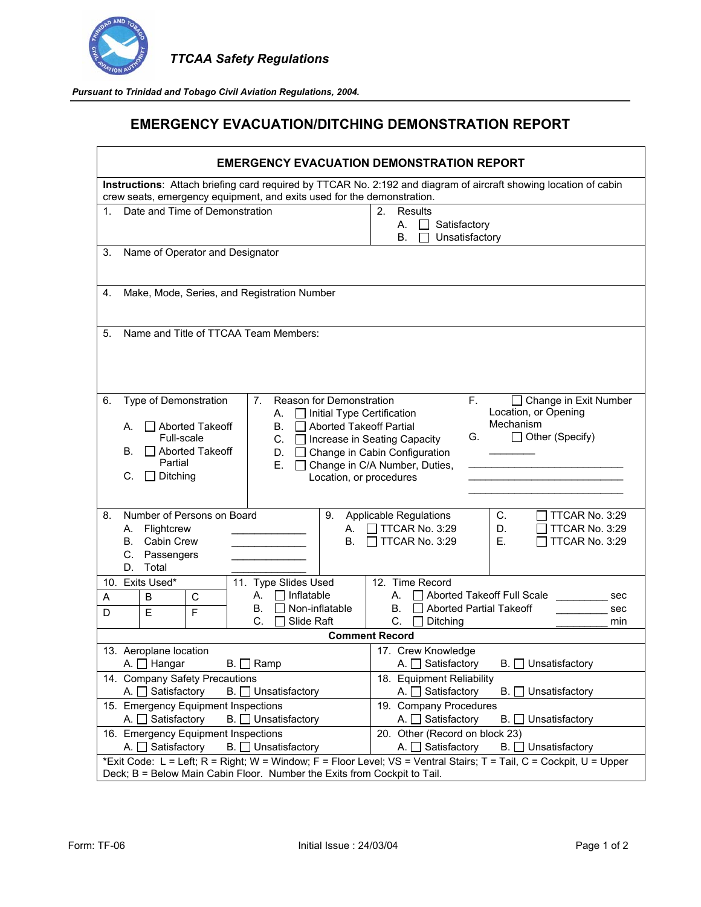*TTCAA Safety Regulations*

***Pursuant to Trinidad and Tobago Civil Aviation Regulations, 2004.***

# EMERGENCY EVACUATION/DITCHING DEMONSTRATION REPORT

## EMERGENCY EVACUATION DEMONSTRATION REPORT

**Instructions**: Attach briefing card required by TTCAR No. 2:192 and diagram of aircraft showing location of cabin crew seats, emergency equipment, and exits used for the demonstration.

1. Date and Time of Demonstration

2. Results
   - A. ☐ Satisfactory
   - B. ☐ Unsatisfactory

3. Name of Operator and Designator

4. Make, Mode, Series, and Registration Number

5. Name and Title of TTCAA Team Members:

6. Type of Demonstration
   - A. ☐ Aborted Takeoff Full-scale
   - B. ☐ Aborted Takeoff Partial
   - C. ☐ Ditching

7. Reason for Demonstration
   - A. ☐ Initial Type Certification
   - B. ☐ Aborted Takeoff Partial
   - C. ☐ Increase in Seating Capacity
   - D. ☐ Change in Cabin Configuration
   - E. ☐ Change in C/A Number, Duties, Location, or procedures
   - F. ☐ Change in Exit Number Location, or Opening Mechanism
   - G. ☐ Other (Specify) ________ ___________________________ ___________________________ ___________________________

8. Number of Persons on Board
   - A. Flightcrew _____________
   - B. Cabin Crew _____________
   - C. Passengers _____________
   - D. Total _____________

9. Applicable Regulations
   - A. ☐ TTCAR No. 3:29
   - B. ☐ TTCAR No. 3:29
   - C. ☐ TTCAR No. 3:29
   - D. ☐ TTCAR No. 3:29
   - E. ☐ TTCAR No. 3:29

10. Exits Used*

| A | B | C |
|---|---|---|
| D | E | F |

11. Type Slides Used
    - A. ☐ Inflatable
    - B. ☐ Non-inflatable
    - C. ☐ Slide Raft

12. Time Record
    - A. ☐ Aborted Takeoff Full Scale _________ sec
    - B. ☐ Aborted Partial Takeoff _________ sec
    - C. ☐ Ditching _________ min

### Comment Record

13. Aeroplane location
    - A. ☐ Hangar B. ☐ Ramp

14. Company Safety Precautions
    - A. ☐ Satisfactory B. ☐ Unsatisfactory

15. Emergency Equipment Inspections
    - A. ☐ Satisfactory B. ☐ Unsatisfactory

16. Emergency Equipment Inspections
    - A. ☐ Satisfactory B. ☐ Unsatisfactory

17. Crew Knowledge
    - A. ☐ Satisfactory B. ☐ Unsatisfactory

18. Equipment Reliability
    - A. ☐ Satisfactory B. ☐ Unsatisfactory

19. Company Procedures
    - A. ☐ Satisfactory B. ☐ Unsatisfactory

20. Other (Record on block 23)
    - A. ☐ Satisfactory B. ☐ Unsatisfactory

*Exit Code: L = Left; R = Right; W = Window; F = Floor Level; VS = Ventral Stairs; T = Tail, C = Cockpit, U = Upper Deck; B = Below Main Cabin Floor. Number the Exits from Cockpit to Tail.

Form: TF-06 Initial Issue : 24/03/04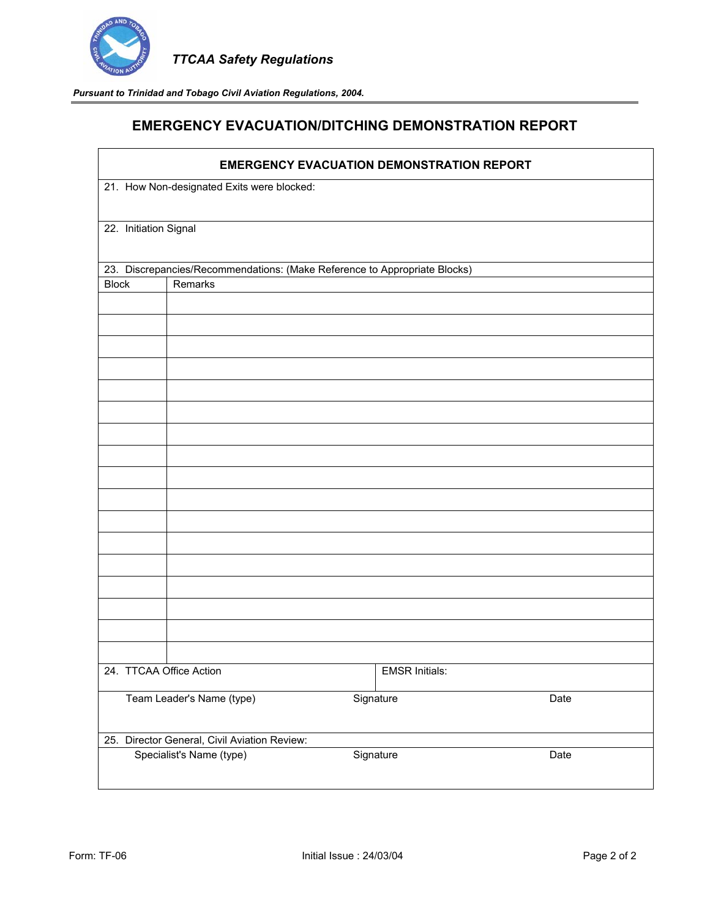*TTCAA Safety Regulations*

***Pursuant to Trinidad and Tobago Civil Aviation Regulations, 2004.***

# EMERGENCY EVACUATION/DITCHING DEMONSTRATION REPORT

## EMERGENCY EVACUATION DEMONSTRATION REPORT

21. How Non-designated Exits were blocked:

22. Initiation Signal

23. Discrepancies/Recommendations: (Make Reference to Appropriate Blocks)

| Block | Remarks |
|---|---|
| | |
| | |
| | |
| | |
| | |
| | |
| | |
| | |
| | |
| | |
| | |
| | |
| | |
| | |
| | |
| | |
| | |

| 24. TTCAA Office Action | EMSR Initials: | |
|---|---|---|
| Team Leader's Name (type) | Signature | Date |
| | | |

25. Director General, Civil Aviation Review:

| Specialist's Name (type) | Signature | Date |
|---|---|---|
| | | |

Form: TF-06 Initial Issue : 24/03/04